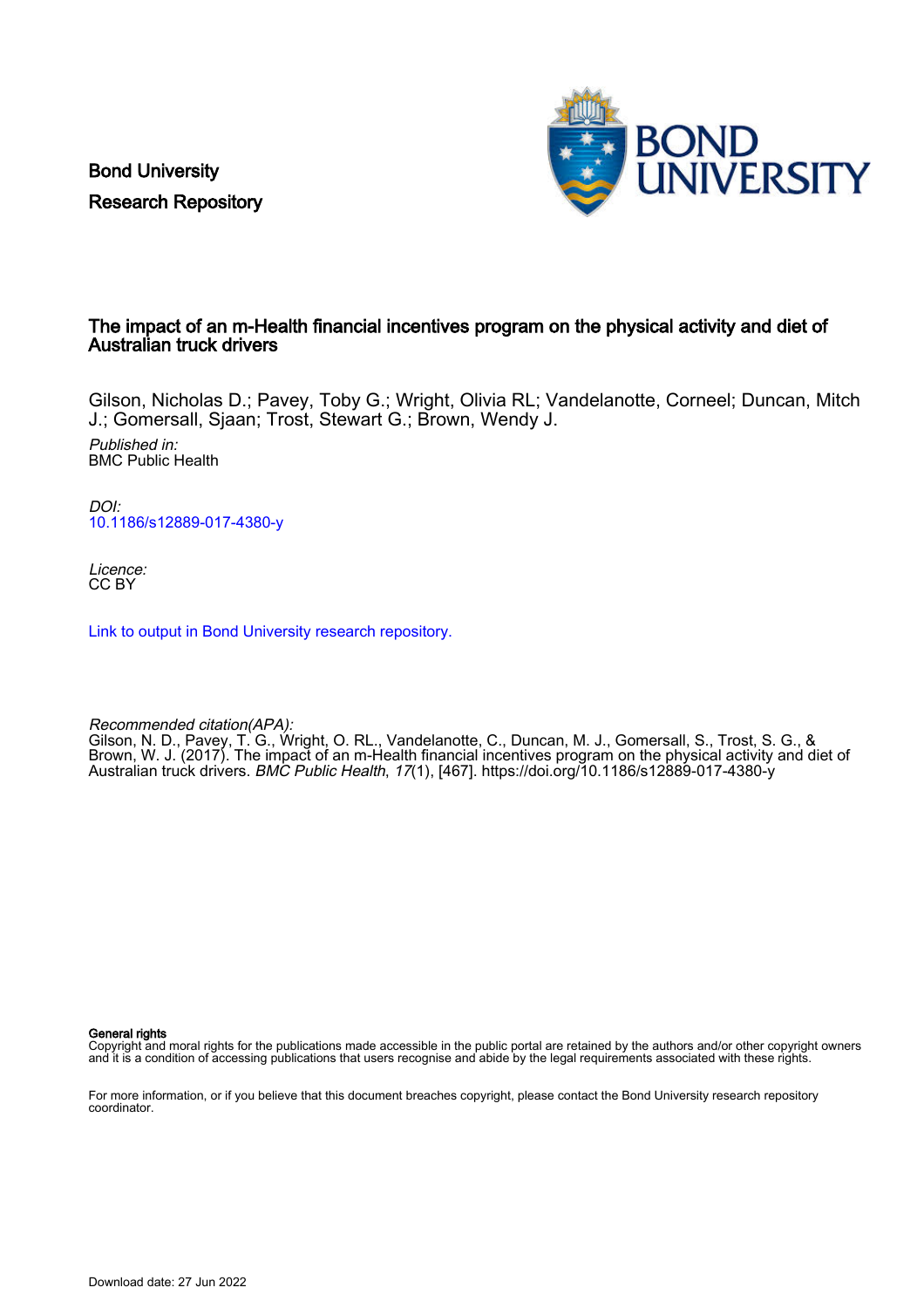Bond University
Research Repository

# The impact of an m-Health financial incentives program on the physical activity and diet of Australian truck drivers

Gilson, Nicholas D.; Pavey, Toby G.; Wright, Olivia RL; Vandelanotte, Corneel; Duncan, Mitch J.; Gomersall, Sjaan; Trost, Stewart G.; Brown, Wendy J.

*Published in:*
BMC Public Health

*DOI:*
10.1186/s12889-017-4380-y

*Licence:*
CC BY

Link to output in Bond University research repository.

*Recommended citation(APA):*
Gilson, N. D., Pavey, T. G., Wright, O. RL., Vandelanotte, C., Duncan, M. J., Gomersall, S., Trost, S. G., & Brown, W. J. (2017). The impact of an m-Health financial incentives program on the physical activity and diet of Australian truck drivers. *BMC Public Health*, *17*(1), [467]. https://doi.org/10.1186/s12889-017-4380-y

**General rights**
Copyright and moral rights for the publications made accessible in the public portal are retained by the authors and/or other copyright owners and it is a condition of accessing publications that users recognise and abide by the legal requirements associated with these rights.

For more information, or if you believe that this document breaches copyright, please contact the Bond University research repository coordinator.

Download date: 27 Jun 2022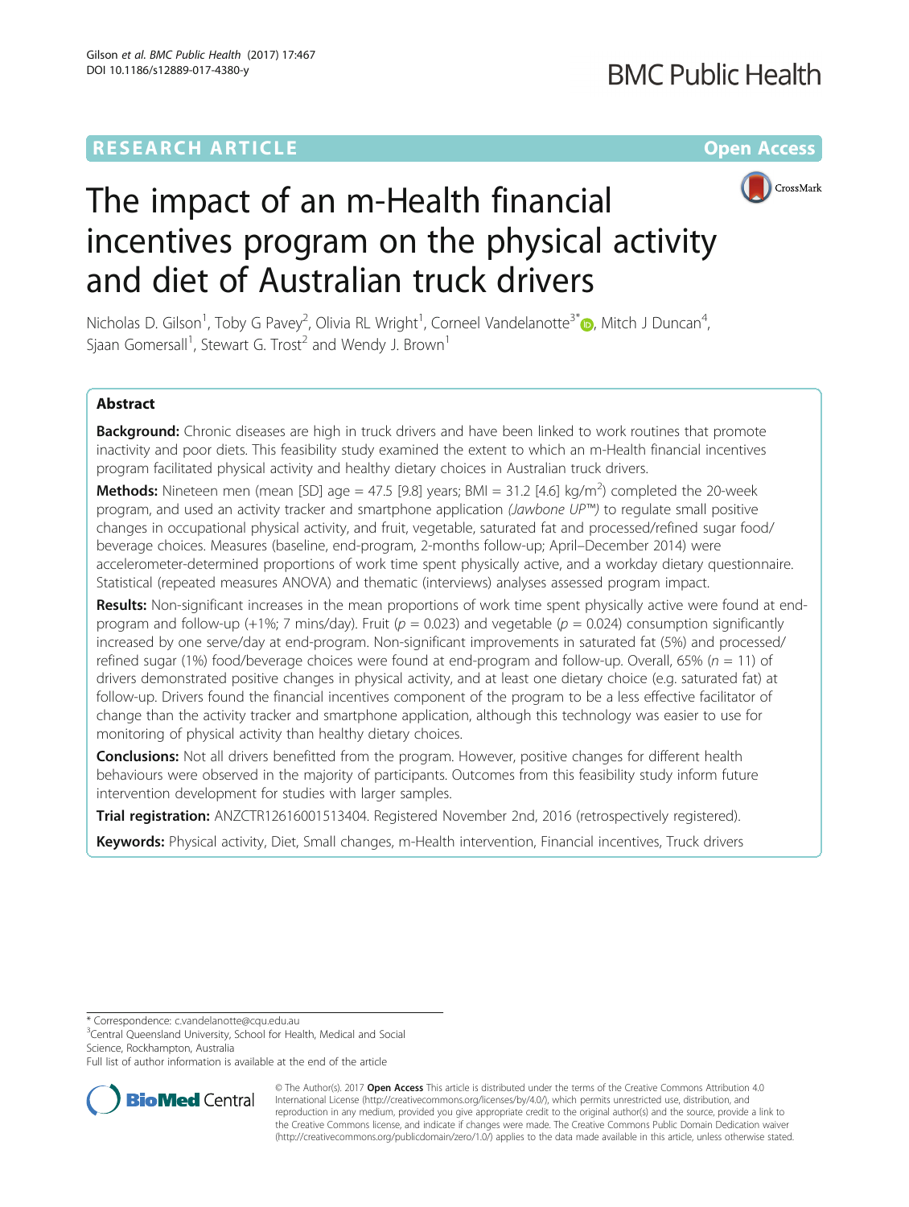# The impact of an m-Health financial incentives program on the physical activity and diet of Australian truck drivers

Nicholas D. Gilson[1], Toby G Pavey[2], Olivia RL Wright[1], Corneel Vandelanotte[3*], Mitch J Duncan[4], Sjaan Gomersall[1], Stewart G. Trost[2] and Wendy J. Brown[1]

## Abstract

**Background:** Chronic diseases are high in truck drivers and have been linked to work routines that promote inactivity and poor diets. This feasibility study examined the extent to which an m-Health financial incentives program facilitated physical activity and healthy dietary choices in Australian truck drivers.

**Methods:** Nineteen men (mean [SD] age = 47.5 [9.8] years; BMI = 31.2 [4.6] kg/m$^2$) completed the 20-week program, and used an activity tracker and smartphone application *(Jawbone UP™)* to regulate small positive changes in occupational physical activity, and fruit, vegetable, saturated fat and processed/refined sugar food/beverage choices. Measures (baseline, end-program, 2-months follow-up; April–December 2014) were accelerometer-determined proportions of work time spent physically active, and a workday dietary questionnaire. Statistical (repeated measures ANOVA) and thematic (interviews) analyses assessed program impact.

**Results:** Non-significant increases in the mean proportions of work time spent physically active were found at end-program and follow-up (+1%; 7 mins/day). Fruit ($p = 0.023$) and vegetable ($p = 0.024$) consumption significantly increased by one serve/day at end-program. Non-significant improvements in saturated fat (5%) and processed/refined sugar (1%) food/beverage choices were found at end-program and follow-up. Overall, 65% ($n = 11$) of drivers demonstrated positive changes in physical activity, and at least one dietary choice (e.g. saturated fat) at follow-up. Drivers found the financial incentives component of the program to be a less effective facilitator of change than the activity tracker and smartphone application, although this technology was easier to use for monitoring of physical activity than healthy dietary choices.

**Conclusions:** Not all drivers benefitted from the program. However, positive changes for different health behaviours were observed in the majority of participants. Outcomes from this feasibility study inform future intervention development for studies with larger samples.

**Trial registration:** ANZCTR12616001513404. Registered November 2nd, 2016 (retrospectively registered).

**Keywords:** Physical activity, Diet, Small changes, m-Health intervention, Financial incentives, Truck drivers

\* Correspondence: c.vandelanotte@cqu.edu.au
[3]Central Queensland University, School for Health, Medical and Social Science, Rockhampton, Australia
Full list of author information is available at the end of the article

© The Author(s). 2017 **Open Access** This article is distributed under the terms of the Creative Commons Attribution 4.0 International License (http://creativecommons.org/licenses/by/4.0/), which permits unrestricted use, distribution, and reproduction in any medium, provided you give appropriate credit to the original author(s) and the source, provide a link to the Creative Commons license, and indicate if changes were made. The Creative Commons Public Domain Dedication waiver (http://creativecommons.org/publicdomain/zero/1.0/) applies to the data made available in this article, unless otherwise stated.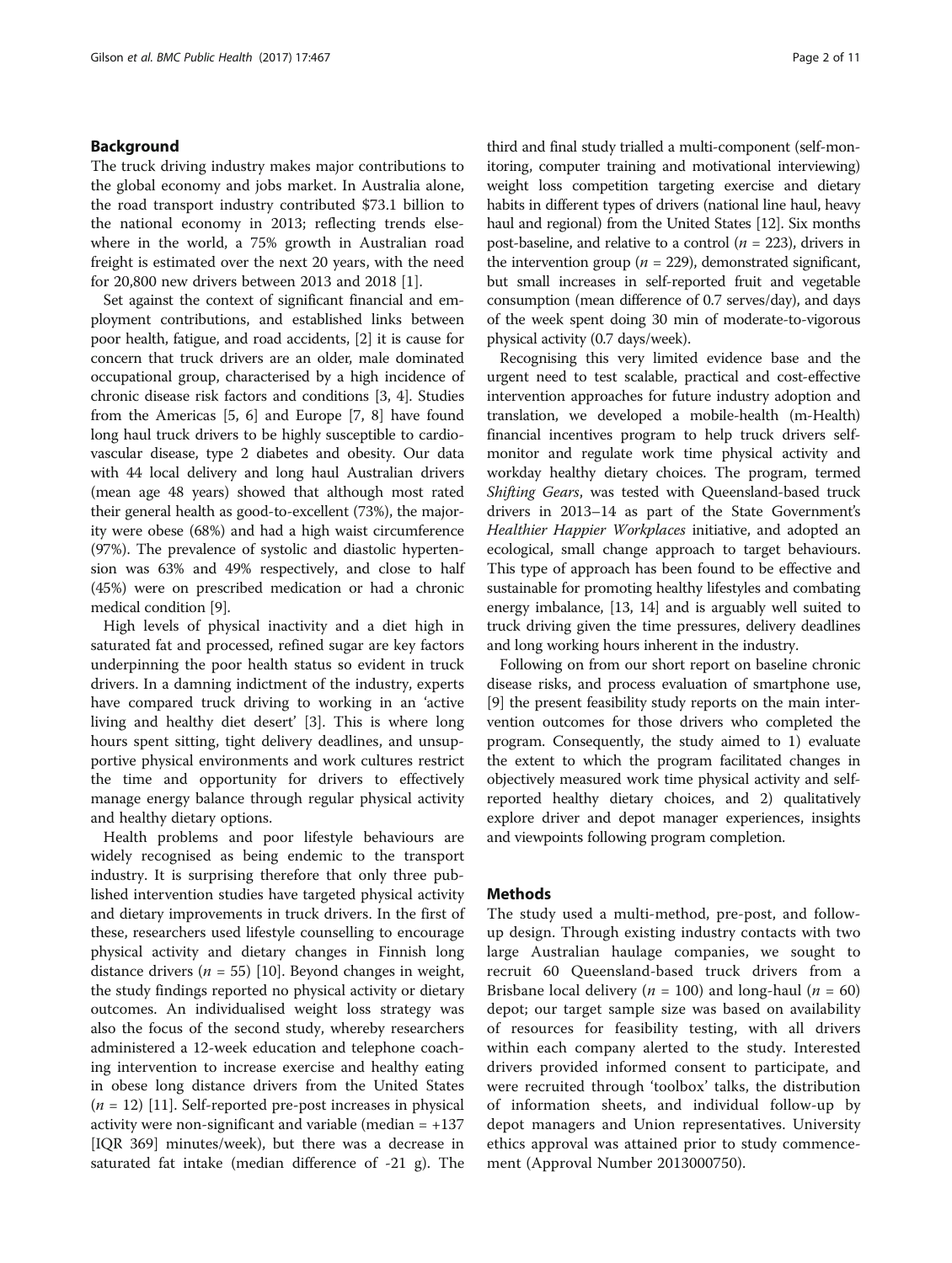## Background

The truck driving industry makes major contributions to the global economy and jobs market. In Australia alone, the road transport industry contributed $73.1 billion to the national economy in 2013; reflecting trends elsewhere in the world, a 75% growth in Australian road freight is estimated over the next 20 years, with the need for 20,800 new drivers between 2013 and 2018 [1].

Set against the context of significant financial and employment contributions, and established links between poor health, fatigue, and road accidents, [2] it is cause for concern that truck drivers are an older, male dominated occupational group, characterised by a high incidence of chronic disease risk factors and conditions [3, 4]. Studies from the Americas [5, 6] and Europe [7, 8] have found long haul truck drivers to be highly susceptible to cardiovascular disease, type 2 diabetes and obesity. Our data with 44 local delivery and long haul Australian drivers (mean age 48 years) showed that although most rated their general health as good-to-excellent (73%), the majority were obese (68%) and had a high waist circumference (97%). The prevalence of systolic and diastolic hypertension was 63% and 49% respectively, and close to half (45%) were on prescribed medication or had a chronic medical condition [9].

High levels of physical inactivity and a diet high in saturated fat and processed, refined sugar are key factors underpinning the poor health status so evident in truck drivers. In a damning indictment of the industry, experts have compared truck driving to working in an 'active living and healthy diet desert' [3]. This is where long hours spent sitting, tight delivery deadlines, and unsupportive physical environments and work cultures restrict the time and opportunity for drivers to effectively manage energy balance through regular physical activity and healthy dietary options.

Health problems and poor lifestyle behaviours are widely recognised as being endemic to the transport industry. It is surprising therefore that only three published intervention studies have targeted physical activity and dietary improvements in truck drivers. In the first of these, researchers used lifestyle counselling to encourage physical activity and dietary changes in Finnish long distance drivers ($n$ = 55) [10]. Beyond changes in weight, the study findings reported no physical activity or dietary outcomes. An individualised weight loss strategy was also the focus of the second study, whereby researchers administered a 12-week education and telephone coaching intervention to increase exercise and healthy eating in obese long distance drivers from the United States ($n$ = 12) [11]. Self-reported pre-post increases in physical activity were non-significant and variable (median = +137 [IQR 369] minutes/week), but there was a decrease in saturated fat intake (median difference of -21 g). The third and final study trialled a multi-component (self-monitoring, computer training and motivational interviewing) weight loss competition targeting exercise and dietary habits in different types of drivers (national line haul, heavy haul and regional) from the United States [12]. Six months post-baseline, and relative to a control ($n$ = 223), drivers in the intervention group ($n$ = 229), demonstrated significant, but small increases in self-reported fruit and vegetable consumption (mean difference of 0.7 serves/day), and days of the week spent doing 30 min of moderate-to-vigorous physical activity (0.7 days/week).

Recognising this very limited evidence base and the urgent need to test scalable, practical and cost-effective intervention approaches for future industry adoption and translation, we developed a mobile-health (m-Health) financial incentives program to help truck drivers self-monitor and regulate work time physical activity and workday healthy dietary choices. The program, termed *Shifting Gears*, was tested with Queensland-based truck drivers in 2013–14 as part of the State Government's *Healthier Happier Workplaces* initiative, and adopted an ecological, small change approach to target behaviours. This type of approach has been found to be effective and sustainable for promoting healthy lifestyles and combating energy imbalance, [13, 14] and is arguably well suited to truck driving given the time pressures, delivery deadlines and long working hours inherent in the industry.

Following on from our short report on baseline chronic disease risks, and process evaluation of smartphone use, [9] the present feasibility study reports on the main intervention outcomes for those drivers who completed the program. Consequently, the study aimed to 1) evaluate the extent to which the program facilitated changes in objectively measured work time physical activity and self-reported healthy dietary choices, and 2) qualitatively explore driver and depot manager experiences, insights and viewpoints following program completion.

## Methods

The study used a multi-method, pre-post, and follow-up design. Through existing industry contacts with two large Australian haulage companies, we sought to recruit 60 Queensland-based truck drivers from a Brisbane local delivery ($n$ = 100) and long-haul ($n$ = 60) depot; our target sample size was based on availability of resources for feasibility testing, with all drivers within each company alerted to the study. Interested drivers provided informed consent to participate, and were recruited through 'toolbox' talks, the distribution of information sheets, and individual follow-up by depot managers and Union representatives. University ethics approval was attained prior to study commencement (Approval Number 2013000750).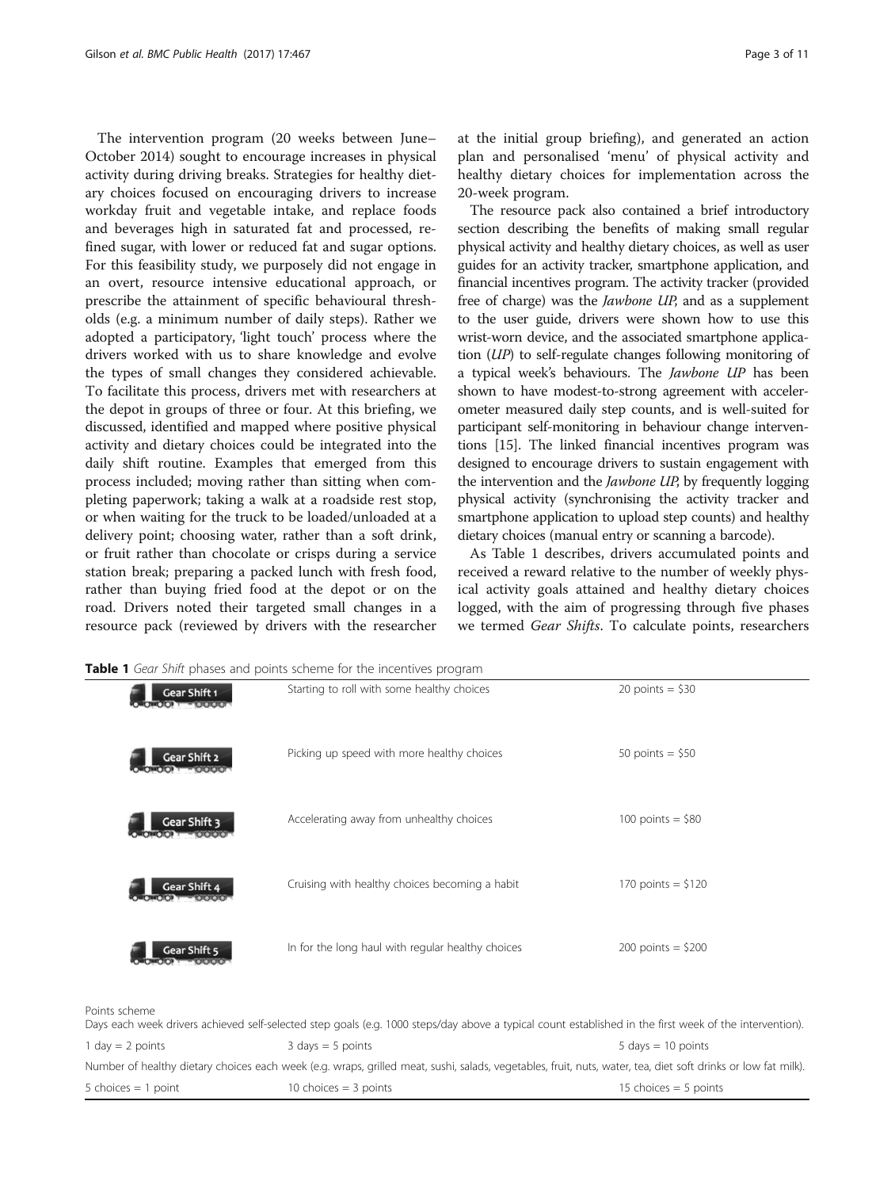The intervention program (20 weeks between June–October 2014) sought to encourage increases in physical activity during driving breaks. Strategies for healthy dietary choices focused on encouraging drivers to increase workday fruit and vegetable intake, and replace foods and beverages high in saturated fat and processed, refined sugar, with lower or reduced fat and sugar options. For this feasibility study, we purposely did not engage in an overt, resource intensive educational approach, or prescribe the attainment of specific behavioural thresholds (e.g. a minimum number of daily steps). Rather we adopted a participatory, 'light touch' process where the drivers worked with us to share knowledge and evolve the types of small changes they considered achievable. To facilitate this process, drivers met with researchers at the depot in groups of three or four. At this briefing, we discussed, identified and mapped where positive physical activity and dietary choices could be integrated into the daily shift routine. Examples that emerged from this process included; moving rather than sitting when completing paperwork; taking a walk at a roadside rest stop, or when waiting for the truck to be loaded/unloaded at a delivery point; choosing water, rather than a soft drink, or fruit rather than chocolate or crisps during a service station break; preparing a packed lunch with fresh food, rather than buying fried food at the depot or on the road. Drivers noted their targeted small changes in a resource pack (reviewed by drivers with the researcher at the initial group briefing), and generated an action plan and personalised 'menu' of physical activity and healthy dietary choices for implementation across the 20-week program.

The resource pack also contained a brief introductory section describing the benefits of making small regular physical activity and healthy dietary choices, as well as user guides for an activity tracker, smartphone application, and financial incentives program. The activity tracker (provided free of charge) was the *Jawbone UP*, and as a supplement to the user guide, drivers were shown how to use this wrist-worn device, and the associated smartphone application (*UP*) to self-regulate changes following monitoring of a typical week's behaviours. The *Jawbone UP* has been shown to have modest-to-strong agreement with accelerometer measured daily step counts, and is well-suited for participant self-monitoring in behaviour change interventions [15]. The linked financial incentives program was designed to encourage drivers to sustain engagement with the intervention and the *Jawbone UP*, by frequently logging physical activity (synchronising the activity tracker and smartphone application to upload step counts) and healthy dietary choices (manual entry or scanning a barcode).

As Table 1 describes, drivers accumulated points and received a reward relative to the number of weekly physical activity goals attained and healthy dietary choices logged, with the aim of progressing through five phases we termed *Gear Shifts*. To calculate points, researchers

**Table 1** *Gear Shift* phases and points scheme for the incentives program

| | | |
|---|---|---|
| Gear Shift 1 | Starting to roll with some healthy choices | 20 points = $30 |
| Gear Shift 2 | Picking up speed with more healthy choices | 50 points = $50 |
| Gear Shift 3 | Accelerating away from unhealthy choices | 100 points = $80 |
| Gear Shift 4 | Cruising with healthy choices becoming a habit | 170 points = $120 |
| Gear Shift 5 | In for the long haul with regular healthy choices | 200 points = $200 |
| Points scheme | | |
| Days each week drivers achieved self-selected step goals (e.g. 1000 steps/day above a typical count established in the first week of the intervention). | | |
| 1 day = 2 points | 3 days = 5 points | 5 days = 10 points |
| Number of healthy dietary choices each week (e.g. wraps, grilled meat, sushi, salads, vegetables, fruit, nuts, water, tea, diet soft drinks or low fat milk). | | |
| 5 choices = 1 point | 10 choices = 3 points | 15 choices = 5 points |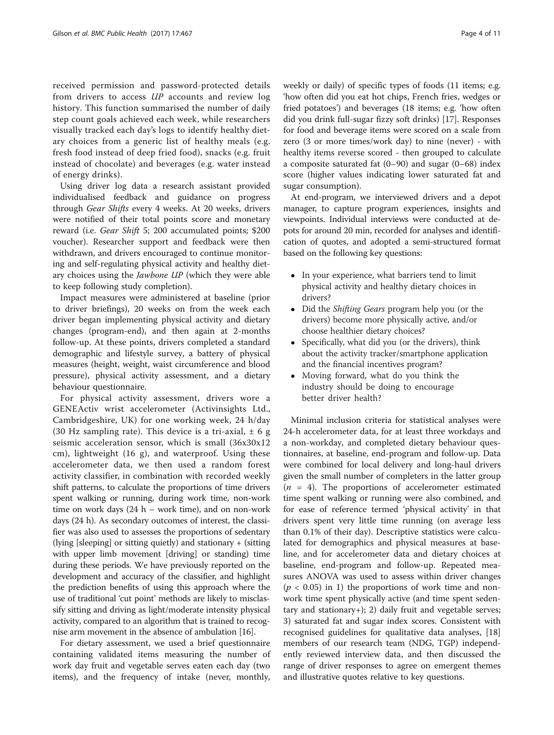received permission and password-protected details from drivers to access *UP* accounts and review log history. This function summarised the number of daily step count goals achieved each week, while researchers visually tracked each day's logs to identify healthy dietary choices from a generic list of healthy meals (e.g. fresh food instead of deep fried food), snacks (e.g. fruit instead of chocolate) and beverages (e.g. water instead of energy drinks).

Using driver log data a research assistant provided individualised feedback and guidance on progress through *Gear Shifts* every 4 weeks. At 20 weeks, drivers were notified of their total points score and monetary reward (i.e. *Gear Shift* 5; 200 accumulated points; $200 voucher). Researcher support and feedback were then withdrawn, and drivers encouraged to continue monitoring and self-regulating physical activity and healthy dietary choices using the *Jawbone UP* (which they were able to keep following study completion).

Impact measures were administered at baseline (prior to driver briefings), 20 weeks on from the week each driver began implementing physical activity and dietary changes (program-end), and then again at 2-months follow-up. At these points, drivers completed a standard demographic and lifestyle survey, a battery of physical measures (height, weight, waist circumference and blood pressure), physical activity assessment, and a dietary behaviour questionnaire.

For physical activity assessment, drivers wore a GENEActiv wrist accelerometer (Activinsights Ltd., Cambridgeshire, UK) for one working week, 24 h/day (30 Hz sampling rate). This device is a tri-axial, ± 6 g seismic acceleration sensor, which is small (36x30x12 cm), lightweight (16 g), and waterproof. Using these accelerometer data, we then used a random forest activity classifier, in combination with recorded weekly shift patterns, to calculate the proportions of time drivers spent walking or running, during work time, non-work time on work days (24 h – work time), and on non-work days (24 h). As secondary outcomes of interest, the classifier was also used to assesses the proportions of sedentary (lying [sleeping] or sitting quietly) and stationary + (sitting with upper limb movement [driving] or standing) time during these periods. We have previously reported on the development and accuracy of the classifier, and highlight the prediction benefits of using this approach where the use of traditional 'cut point' methods are likely to misclassify sitting and driving as light/moderate intensity physical activity, compared to an algorithm that is trained to recognise arm movement in the absence of ambulation [16].

For dietary assessment, we used a brief questionnaire containing validated items measuring the number of work day fruit and vegetable serves eaten each day (two items), and the frequency of intake (never, monthly, weekly or daily) of specific types of foods (11 items; e.g. 'how often did you eat hot chips, French fries, wedges or fried potatoes') and beverages (18 items; e.g. 'how often did you drink full-sugar fizzy soft drinks) [17]. Responses for food and beverage items were scored on a scale from zero (3 or more times/work day) to nine (never) - with healthy items reverse scored - then grouped to calculate a composite saturated fat (0–90) and sugar (0–68) index score (higher values indicating lower saturated fat and sugar consumption).

At end-program, we interviewed drivers and a depot manager, to capture program experiences, insights and viewpoints. Individual interviews were conducted at depots for around 20 min, recorded for analyses and identification of quotes, and adopted a semi-structured format based on the following key questions:

- In your experience, what barriers tend to limit physical activity and healthy dietary choices in drivers?
- Did the *Shifting Gears* program help you (or the drivers) become more physically active, and/or choose healthier dietary choices?
- Specifically, what did you (or the drivers), think about the activity tracker/smartphone application and the financial incentives program?
- Moving forward, what do you think the industry should be doing to encourage better driver health?

Minimal inclusion criteria for statistical analyses were 24-h accelerometer data, for at least three workdays and a non-workday, and completed dietary behaviour questionnaires, at baseline, end-program and follow-up. Data were combined for local delivery and long-haul drivers given the small number of completers in the latter group ($n$ = 4). The proportions of accelerometer estimated time spent walking or running were also combined, and for ease of reference termed 'physical activity' in that drivers spent very little time running (on average less than 0.1% of their day). Descriptive statistics were calculated for demographics and physical measures at baseline, and for accelerometer data and dietary choices at baseline, end-program and follow-up. Repeated measures ANOVA was used to assess within driver changes ($p < 0.05$) in 1) the proportions of work time and non-work time spent physically active (and time spent sedentary and stationary+); 2) daily fruit and vegetable serves; 3) saturated fat and sugar index scores. Consistent with recognised guidelines for qualitative data analyses, [18] members of our research team (NDG, TGP) independently reviewed interview data, and then discussed the range of driver responses to agree on emergent themes and illustrative quotes relative to key questions.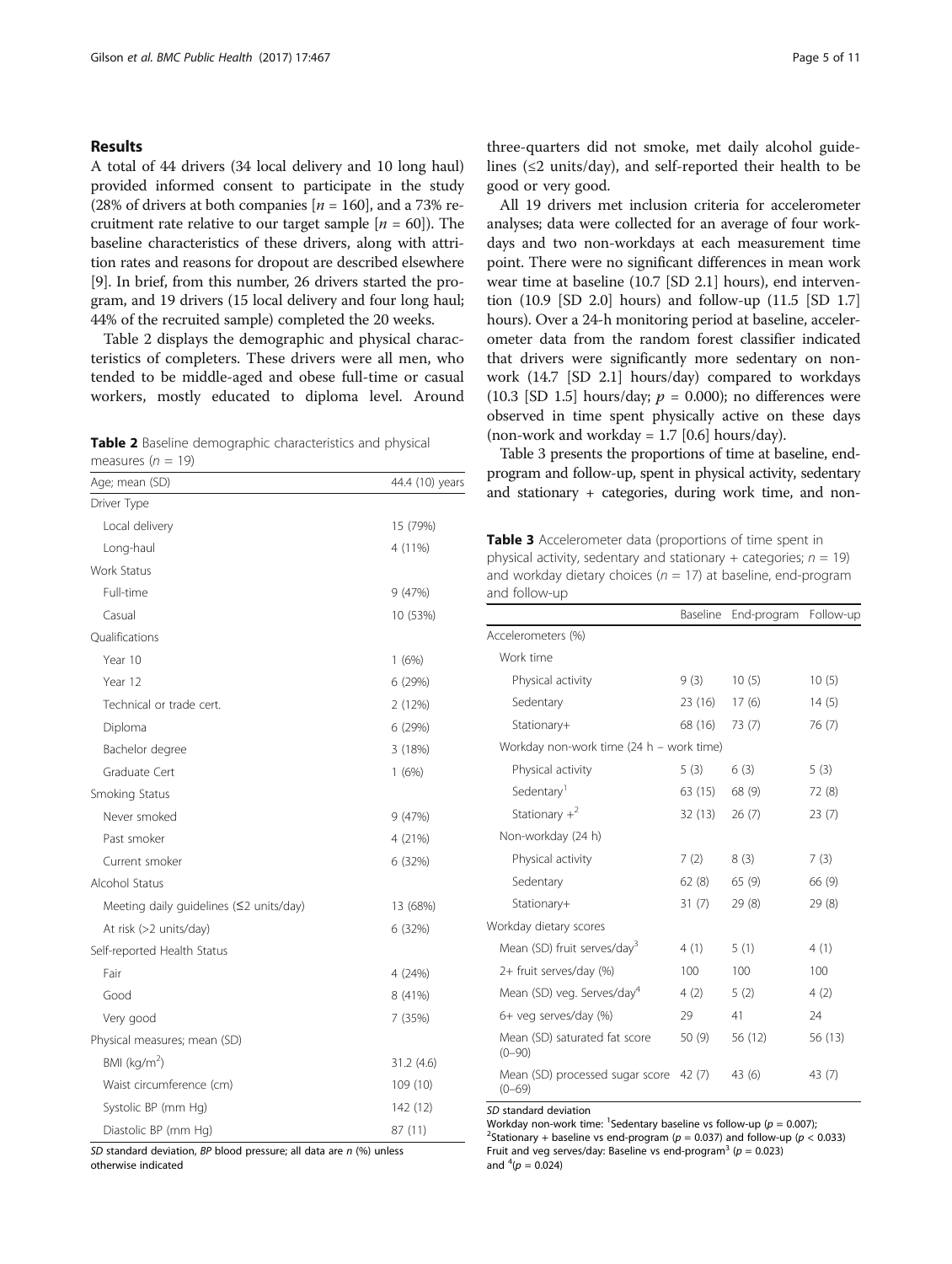## Results

A total of 44 drivers (34 local delivery and 10 long haul) provided informed consent to participate in the study (28% of drivers at both companies [$n = 160$], and a 73% recruitment rate relative to our target sample [$n = 60$]). The baseline characteristics of these drivers, along with attrition rates and reasons for dropout are described elsewhere [9]. In brief, from this number, 26 drivers started the program, and 19 drivers (15 local delivery and four long haul; 44% of the recruited sample) completed the 20 weeks.

Table 2 displays the demographic and physical characteristics of completers. These drivers were all men, who tended to be middle-aged and obese full-time or casual workers, mostly educated to diploma level. Around three-quarters did not smoke, met daily alcohol guidelines (≤2 units/day), and self-reported their health to be good or very good.

**Table 2** Baseline demographic characteristics and physical measures ($n = 19$)

| Age; mean (SD) | 44.4 (10) years |
|---|---|
| Driver Type | |
| Local delivery | 15 (79%) |
| Long-haul | 4 (11%) |
| Work Status | |
| Full-time | 9 (47%) |
| Casual | 10 (53%) |
| Qualifications | |
| Year 10 | 1 (6%) |
| Year 12 | 6 (29%) |
| Technical or trade cert. | 2 (12%) |
| Diploma | 6 (29%) |
| Bachelor degree | 3 (18%) |
| Graduate Cert | 1 (6%) |
| Smoking Status | |
| Never smoked | 9 (47%) |
| Past smoker | 4 (21%) |
| Current smoker | 6 (32%) |
| Alcohol Status | |
| Meeting daily guidelines (≤2 units/day) | 13 (68%) |
| At risk (>2 units/day) | 6 (32%) |
| Self-reported Health Status | |
| Fair | 4 (24%) |
| Good | 8 (41%) |
| Very good | 7 (35%) |
| Physical measures; mean (SD) | |
| BMI (kg/m$^2$) | 31.2 (4.6) |
| Waist circumference (cm) | 109 (10) |
| Systolic BP (mm Hg) | 142 (12) |
| Diastolic BP (mm Hg) | 87 (11) |

*SD* standard deviation, *BP* blood pressure; all data are n (%) unless otherwise indicated

All 19 drivers met inclusion criteria for accelerometer analyses; data were collected for an average of four workdays and two non-workdays at each measurement time point. There were no significant differences in mean work wear time at baseline (10.7 [SD 2.1] hours), end intervention (10.9 [SD 2.0] hours) and follow-up (11.5 [SD 1.7] hours). Over a 24-h monitoring period at baseline, accelerometer data from the random forest classifier indicated that drivers were significantly more sedentary on non-work (14.7 [SD 2.1] hours/day) compared to workdays (10.3 [SD 1.5] hours/day; $p = 0.000$); no differences were observed in time spent physically active on these days (non-work and workday = 1.7 [0.6] hours/day).

Table 3 presents the proportions of time at baseline, end-program and follow-up, spent in physical activity, sedentary and stationary + categories, during work time, and non-

**Table 3** Accelerometer data (proportions of time spent in physical activity, sedentary and stationary + categories; $n = 19$) and workday dietary choices ($n = 17$) at baseline, end-program and follow-up

| | Baseline | End-program | Follow-up |
|---|---|---|---|
| Accelerometers (%) | | | |
| Work time | | | |
| Physical activity | 9 (3) | 10 (5) | 10 (5) |
| Sedentary | 23 (16) | 17 (6) | 14 (5) |
| Stationary+ | 68 (16) | 73 (7) | 76 (7) |
| Workday non-work time (24 h – work time) | | | |
| Physical activity | 5 (3) | 6 (3) | 5 (3) |
| Sedentary[1] | 63 (15) | 68 (9) | 72 (8) |
| Stationary +[2] | 32 (13) | 26 (7) | 23 (7) |
| Non-workday (24 h) | | | |
| Physical activity | 7 (2) | 8 (3) | 7 (3) |
| Sedentary | 62 (8) | 65 (9) | 66 (9) |
| Stationary+ | 31 (7) | 29 (8) | 29 (8) |
| Workday dietary scores | | | |
| Mean (SD) fruit serves/day[3] | 4 (1) | 5 (1) | 4 (1) |
| 2+ fruit serves/day (%) | 100 | 100 | 100 |
| Mean (SD) veg. Serves/day[4] | 4 (2) | 5 (2) | 4 (2) |
| 6+ veg serves/day (%) | 29 | 41 | 24 |
| Mean (SD) saturated fat score (0–90) | 50 (9) | 56 (12) | 56 (13) |
| Mean (SD) processed sugar score (0–69) | 42 (7) | 43 (6) | 43 (7) |

*SD* standard deviation
Workday non-work time: [1]Sedentary baseline vs follow-up ($p = 0.007$); [2]Stationary + baseline vs end-program ($p = 0.037$) and follow-up ($p < 0.033$)
Fruit and veg serves/day: Baseline vs end-program[3] ($p = 0.023$) and [4]($p = 0.024$)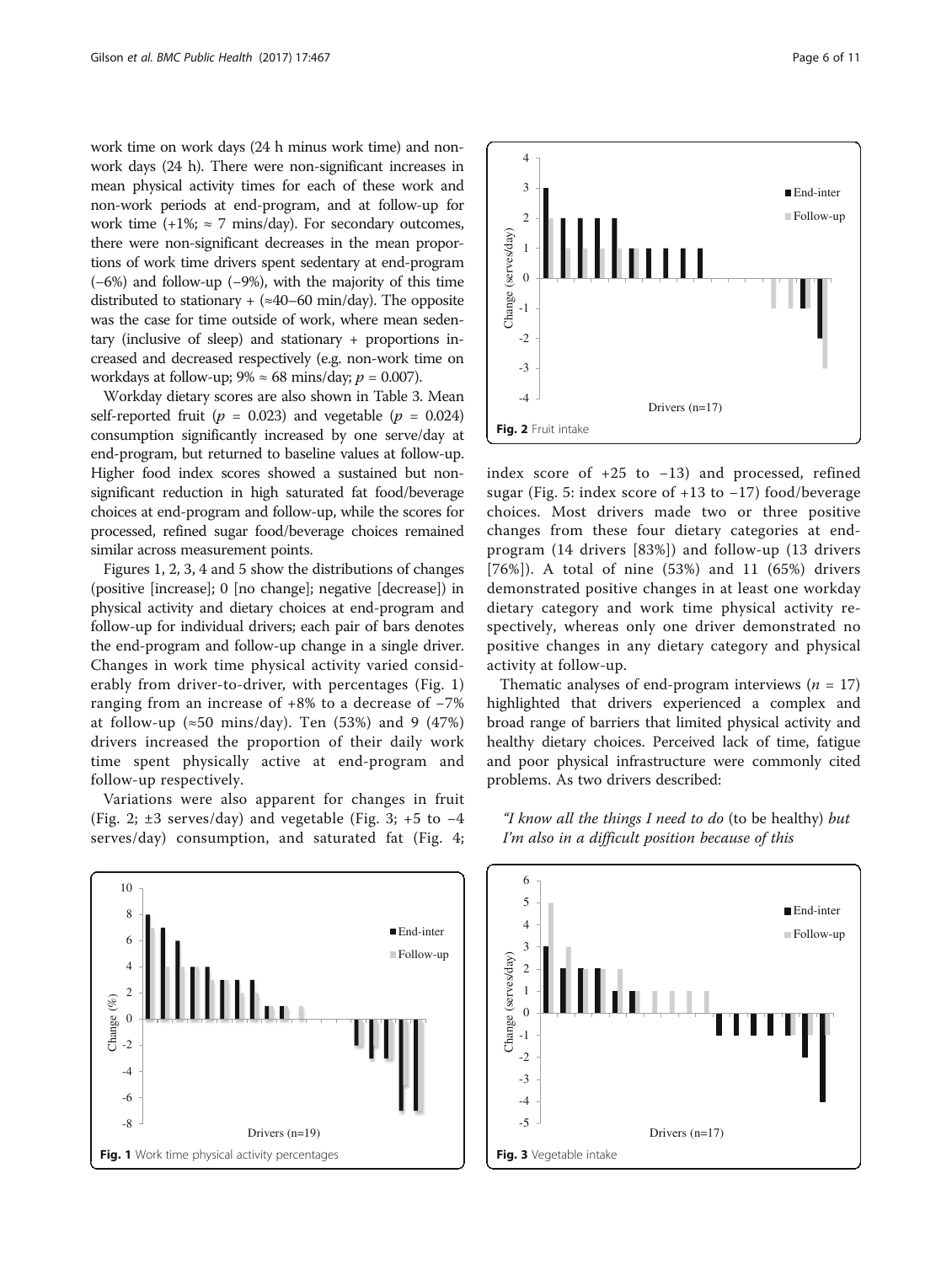work time on work days (24 h minus work time) and non-work days (24 h). There were non-significant increases in mean physical activity times for each of these work and non-work periods at end-program, and at follow-up for work time (+1%; ≈ 7 mins/day). For secondary outcomes, there were non-significant decreases in the mean proportions of work time drivers spent sedentary at end-program (−6%) and follow-up (−9%), with the majority of this time distributed to stationary + (≈40–60 min/day). The opposite was the case for time outside of work, where mean sedentary (inclusive of sleep) and stationary + proportions increased and decreased respectively (e.g. non-work time on workdays at follow-up; 9% ≈ 68 mins/day; $p = 0.007$).

Workday dietary scores are also shown in Table 3. Mean self-reported fruit ($p = 0.023$) and vegetable ($p = 0.024$) consumption significantly increased by one serve/day at end-program, but returned to baseline values at follow-up. Higher food index scores showed a sustained but non-significant reduction in high saturated fat food/beverage choices at end-program and follow-up, while the scores for processed, refined sugar food/beverage choices remained similar across measurement points.

Figures 1, 2, 3, 4 and 5 show the distributions of changes (positive [increase]; 0 [no change]; negative [decrease]) in physical activity and dietary choices at end-program and follow-up for individual drivers; each pair of bars denotes the end-program and follow-up change in a single driver. Changes in work time physical activity varied considerably from driver-to-driver, with percentages (Fig. 1) ranging from an increase of +8% to a decrease of −7% at follow-up (≈50 mins/day). Ten (53%) and 9 (47%) drivers increased the proportion of their daily work time spent physically active at end-program and follow-up respectively.

Variations were also apparent for changes in fruit (Fig. 2; ±3 serves/day) and vegetable (Fig. 3; +5 to −4 serves/day) consumption, and saturated fat (Fig. 4; index score of +25 to −13) and processed, refined sugar (Fig. 5: index score of +13 to −17) food/beverage choices. Most drivers made two or three positive changes from these four dietary categories at end-program (14 drivers [83%]) and follow-up (13 drivers [76%]). A total of nine (53%) and 11 (65%) drivers demonstrated positive changes in at least one workday dietary category and work time physical activity respectively, whereas only one driver demonstrated no positive changes in any dietary category and physical activity at follow-up.

Thematic analyses of end-program interviews ($n = 17$) highlighted that drivers experienced a complex and broad range of barriers that limited physical activity and healthy dietary choices. Perceived lack of time, fatigue and poor physical infrastructure were commonly cited problems. As two drivers described:

*"I know all the things I need to do* (to be healthy) *but I'm also in a difficult position because of this*

**Fig. 1** Work time physical activity percentages

**Fig. 2** Fruit intake

**Fig. 3** Vegetable intake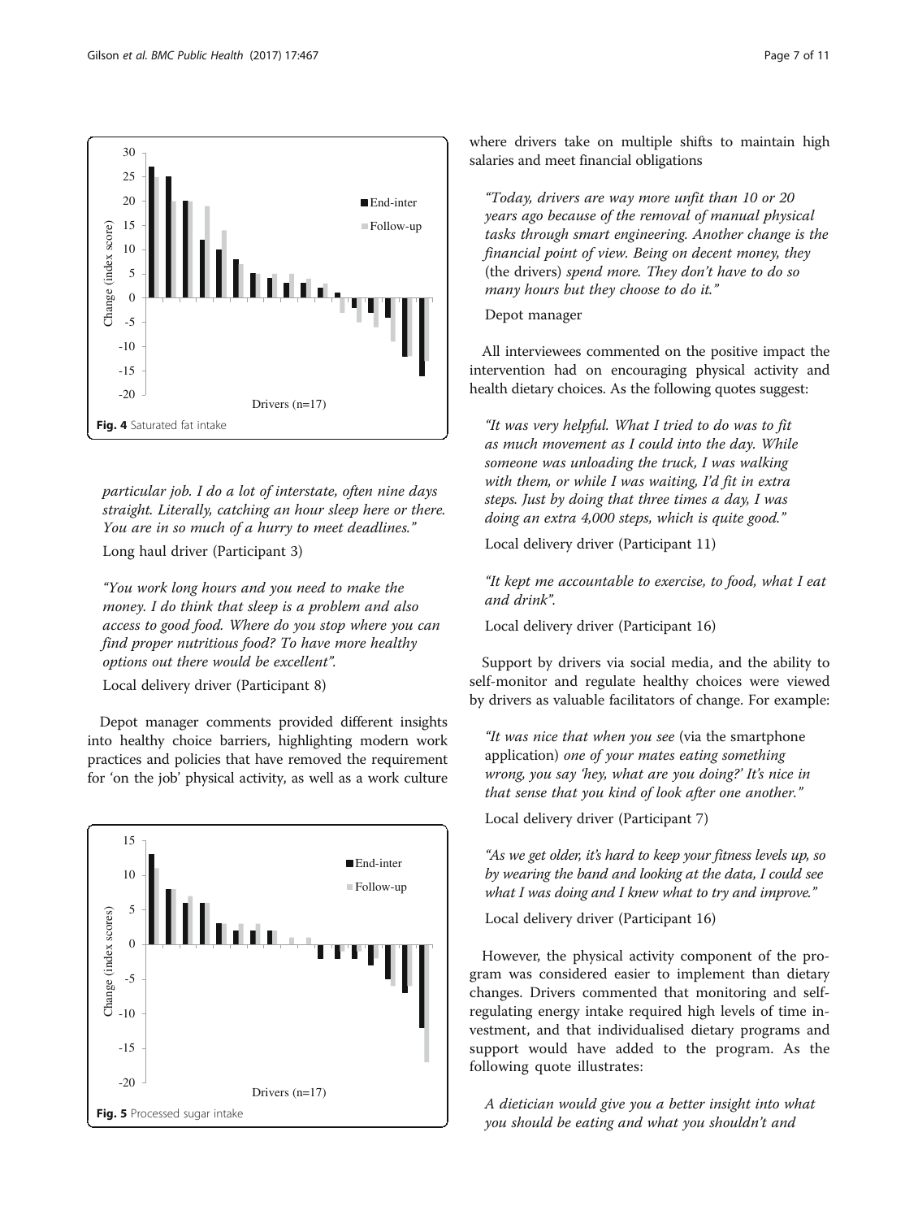Fig. 4 Saturated fat intake

*particular job. I do a lot of interstate, often nine days straight. Literally, catching an hour sleep here or there. You are in so much of a hurry to meet deadlines."*

Long haul driver (Participant 3)

*"You work long hours and you need to make the money. I do think that sleep is a problem and also access to good food. Where do you stop where you can find proper nutritious food? To have more healthy options out there would be excellent".*

Local delivery driver (Participant 8)

Depot manager comments provided different insights into healthy choice barriers, highlighting modern work practices and policies that have removed the requirement for 'on the job' physical activity, as well as a work culture where drivers take on multiple shifts to maintain high salaries and meet financial obligations

*"Today, drivers are way more unfit than 10 or 20 years ago because of the removal of manual physical tasks through smart engineering. Another change is the financial point of view. Being on decent money, they* (the drivers) *spend more. They don't have to do so many hours but they choose to do it."*

Depot manager

All interviewees commented on the positive impact the intervention had on encouraging physical activity and health dietary choices. As the following quotes suggest:

*"It was very helpful. What I tried to do was to fit as much movement as I could into the day. While someone was unloading the truck, I was walking with them, or while I was waiting, I'd fit in extra steps. Just by doing that three times a day, I was doing an extra 4,000 steps, which is quite good."*

Local delivery driver (Participant 11)

*"It kept me accountable to exercise, to food, what I eat and drink".*

Local delivery driver (Participant 16)

Support by drivers via social media, and the ability to self-monitor and regulate healthy choices were viewed by drivers as valuable facilitators of change. For example:

*"It was nice that when you see* (via the smartphone application) *one of your mates eating something wrong, you say 'hey, what are you doing?' It's nice in that sense that you kind of look after one another."*

Local delivery driver (Participant 7)

*"As we get older, it's hard to keep your fitness levels up, so by wearing the band and looking at the data, I could see what I was doing and I knew what to try and improve."*

Local delivery driver (Participant 16)

However, the physical activity component of the program was considered easier to implement than dietary changes. Drivers commented that monitoring and self-regulating energy intake required high levels of time investment, and that individualised dietary programs and support would have added to the program. As the following quote illustrates:

*A dietician would give you a better insight into what you should be eating and what you shouldn't and*

Fig. 5 Processed sugar intake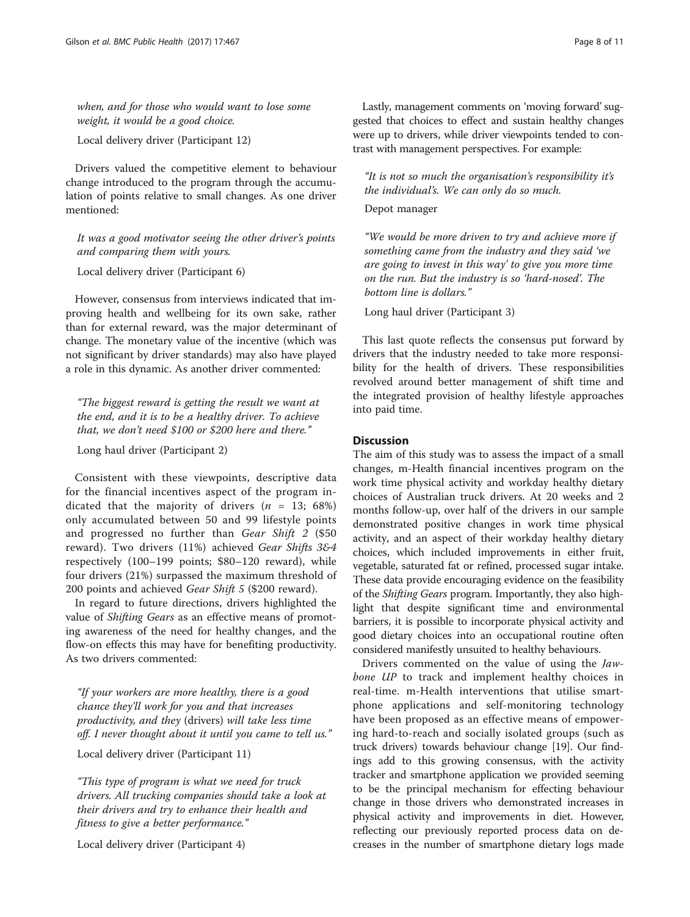*when, and for those who would want to lose some weight, it would be a good choice.*

Local delivery driver (Participant 12)

Drivers valued the competitive element to behaviour change introduced to the program through the accumulation of points relative to small changes. As one driver mentioned:

*It was a good motivator seeing the other driver's points and comparing them with yours.*

Local delivery driver (Participant 6)

However, consensus from interviews indicated that improving health and wellbeing for its own sake, rather than for external reward, was the major determinant of change. The monetary value of the incentive (which was not significant by driver standards) may also have played a role in this dynamic. As another driver commented:

*"The biggest reward is getting the result we want at the end, and it is to be a healthy driver. To achieve that, we don't need $100 or $200 here and there."*

Long haul driver (Participant 2)

Consistent with these viewpoints, descriptive data for the financial incentives aspect of the program indicated that the majority of drivers ($n$ = 13; 68%) only accumulated between 50 and 99 lifestyle points and progressed no further than *Gear Shift 2* ($50 reward). Two drivers (11%) achieved *Gear Shifts 3&4* respectively (100–199 points; $80–120 reward), while four drivers (21%) surpassed the maximum threshold of 200 points and achieved *Gear Shift 5* ($200 reward).

In regard to future directions, drivers highlighted the value of *Shifting Gears* as an effective means of promoting awareness of the need for healthy changes, and the flow-on effects this may have for benefiting productivity. As two drivers commented:

*"If your workers are more healthy, there is a good chance they'll work for you and that increases productivity, and they* (drivers) *will take less time off. I never thought about it until you came to tell us."*

Local delivery driver (Participant 11)

*"This type of program is what we need for truck drivers. All trucking companies should take a look at their drivers and try to enhance their health and fitness to give a better performance."*

Local delivery driver (Participant 4)

Lastly, management comments on 'moving forward' suggested that choices to effect and sustain healthy changes were up to drivers, while driver viewpoints tended to contrast with management perspectives. For example:

*"It is not so much the organisation's responsibility it's the individual's. We can only do so much.*

Depot manager

*"We would be more driven to try and achieve more if something came from the industry and they said 'we are going to invest in this way' to give you more time on the run. But the industry is so 'hard-nosed'. The bottom line is dollars."*

Long haul driver (Participant 3)

This last quote reflects the consensus put forward by drivers that the industry needed to take more responsibility for the health of drivers. These responsibilities revolved around better management of shift time and the integrated provision of healthy lifestyle approaches into paid time.

## Discussion

The aim of this study was to assess the impact of a small changes, m-Health financial incentives program on the work time physical activity and workday healthy dietary choices of Australian truck drivers. At 20 weeks and 2 months follow-up, over half of the drivers in our sample demonstrated positive changes in work time physical activity, and an aspect of their workday healthy dietary choices, which included improvements in either fruit, vegetable, saturated fat or refined, processed sugar intake. These data provide encouraging evidence on the feasibility of the *Shifting Gears* program. Importantly, they also highlight that despite significant time and environmental barriers, it is possible to incorporate physical activity and good dietary choices into an occupational routine often considered manifestly unsuited to healthy behaviours.

Drivers commented on the value of using the *Jawbone UP* to track and implement healthy choices in real-time. m-Health interventions that utilise smartphone applications and self-monitoring technology have been proposed as an effective means of empowering hard-to-reach and socially isolated groups (such as truck drivers) towards behaviour change [19]. Our findings add to this growing consensus, with the activity tracker and smartphone application we provided seeming to be the principal mechanism for effecting behaviour change in those drivers who demonstrated increases in physical activity and improvements in diet. However, reflecting our previously reported process data on decreases in the number of smartphone dietary logs made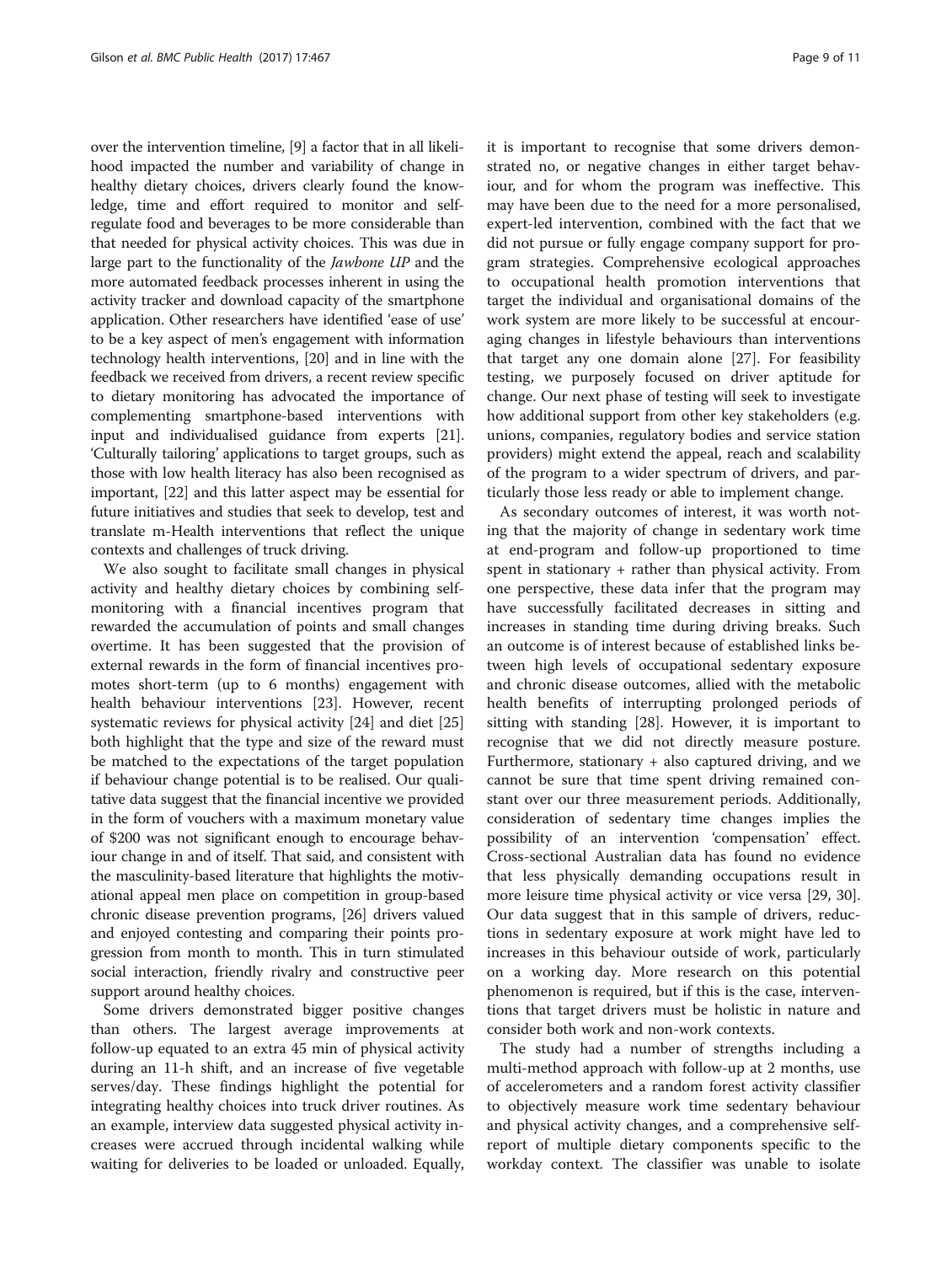over the intervention timeline, [9] a factor that in all likelihood impacted the number and variability of change in healthy dietary choices, drivers clearly found the knowledge, time and effort required to monitor and self-regulate food and beverages to be more considerable than that needed for physical activity choices. This was due in large part to the functionality of the *Jawbone UP* and the more automated feedback processes inherent in using the activity tracker and download capacity of the smartphone application. Other researchers have identified 'ease of use' to be a key aspect of men's engagement with information technology health interventions, [20] and in line with the feedback we received from drivers, a recent review specific to dietary monitoring has advocated the importance of complementing smartphone-based interventions with input and individualised guidance from experts [21]. 'Culturally tailoring' applications to target groups, such as those with low health literacy has also been recognised as important, [22] and this latter aspect may be essential for future initiatives and studies that seek to develop, test and translate m-Health interventions that reflect the unique contexts and challenges of truck driving.

We also sought to facilitate small changes in physical activity and healthy dietary choices by combining self-monitoring with a financial incentives program that rewarded the accumulation of points and small changes overtime. It has been suggested that the provision of external rewards in the form of financial incentives promotes short-term (up to 6 months) engagement with health behaviour interventions [23]. However, recent systematic reviews for physical activity [24] and diet [25] both highlight that the type and size of the reward must be matched to the expectations of the target population if behaviour change potential is to be realised. Our qualitative data suggest that the financial incentive we provided in the form of vouchers with a maximum monetary value of $200 was not significant enough to encourage behaviour change in and of itself. That said, and consistent with the masculinity-based literature that highlights the motivational appeal men place on competition in group-based chronic disease prevention programs, [26] drivers valued and enjoyed contesting and comparing their points progression from month to month. This in turn stimulated social interaction, friendly rivalry and constructive peer support around healthy choices.

Some drivers demonstrated bigger positive changes than others. The largest average improvements at follow-up equated to an extra 45 min of physical activity during an 11-h shift, and an increase of five vegetable serves/day. These findings highlight the potential for integrating healthy choices into truck driver routines. As an example, interview data suggested physical activity increases were accrued through incidental walking while waiting for deliveries to be loaded or unloaded. Equally, it is important to recognise that some drivers demonstrated no, or negative changes in either target behaviour, and for whom the program was ineffective. This may have been due to the need for a more personalised, expert-led intervention, combined with the fact that we did not pursue or fully engage company support for program strategies. Comprehensive ecological approaches to occupational health promotion interventions that target the individual and organisational domains of the work system are more likely to be successful at encouraging changes in lifestyle behaviours than interventions that target any one domain alone [27]. For feasibility testing, we purposely focused on driver aptitude for change. Our next phase of testing will seek to investigate how additional support from other key stakeholders (e.g. unions, companies, regulatory bodies and service station providers) might extend the appeal, reach and scalability of the program to a wider spectrum of drivers, and particularly those less ready or able to implement change.

As secondary outcomes of interest, it was worth noting that the majority of change in sedentary work time at end-program and follow-up proportioned to time spent in stationary + rather than physical activity. From one perspective, these data infer that the program may have successfully facilitated decreases in sitting and increases in standing time during driving breaks. Such an outcome is of interest because of established links between high levels of occupational sedentary exposure and chronic disease outcomes, allied with the metabolic health benefits of interrupting prolonged periods of sitting with standing [28]. However, it is important to recognise that we did not directly measure posture. Furthermore, stationary + also captured driving, and we cannot be sure that time spent driving remained constant over our three measurement periods. Additionally, consideration of sedentary time changes implies the possibility of an intervention 'compensation' effect. Cross-sectional Australian data has found no evidence that less physically demanding occupations result in more leisure time physical activity or vice versa [29, 30]. Our data suggest that in this sample of drivers, reductions in sedentary exposure at work might have led to increases in this behaviour outside of work, particularly on a working day. More research on this potential phenomenon is required, but if this is the case, interventions that target drivers must be holistic in nature and consider both work and non-work contexts.

The study had a number of strengths including a multi-method approach with follow-up at 2 months, use of accelerometers and a random forest activity classifier to objectively measure work time sedentary behaviour and physical activity changes, and a comprehensive self-report of multiple dietary components specific to the workday context. The classifier was unable to isolate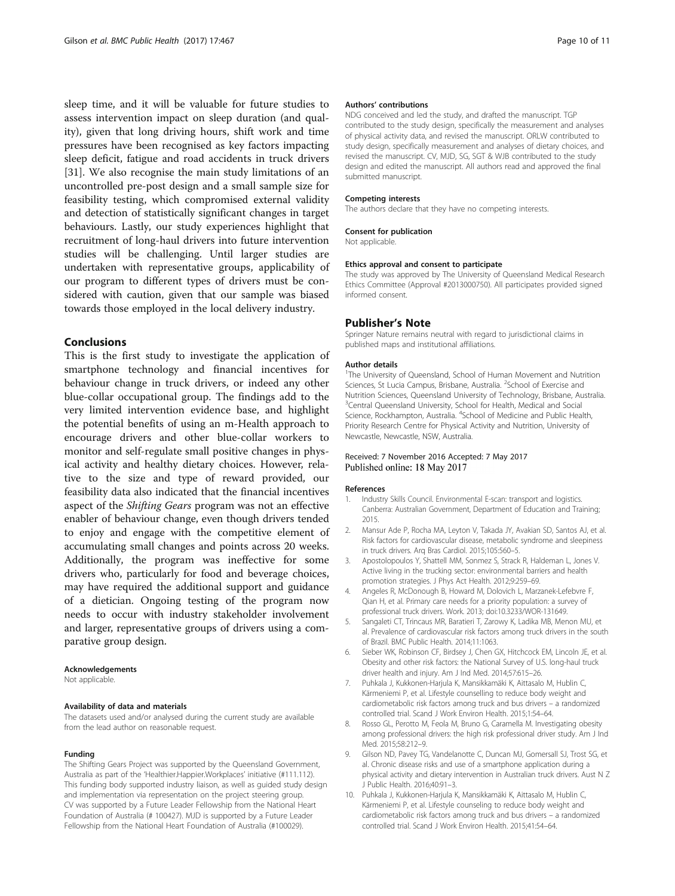sleep time, and it will be valuable for future studies to assess intervention impact on sleep duration (and quality), given that long driving hours, shift work and time pressures have been recognised as key factors impacting sleep deficit, fatigue and road accidents in truck drivers [31]. We also recognise the main study limitations of an uncontrolled pre-post design and a small sample size for feasibility testing, which compromised external validity and detection of statistically significant changes in target behaviours. Lastly, our study experiences highlight that recruitment of long-haul drivers into future intervention studies will be challenging. Until larger studies are undertaken with representative groups, applicability of our program to different types of drivers must be considered with caution, given that our sample was biased towards those employed in the local delivery industry.

## Conclusions

This is the first study to investigate the application of smartphone technology and financial incentives for behaviour change in truck drivers, or indeed any other blue-collar occupational group. The findings add to the very limited intervention evidence base, and highlight the potential benefits of using an m-Health approach to encourage drivers and other blue-collar workers to monitor and self-regulate small positive changes in physical activity and healthy dietary choices. However, relative to the size and type of reward provided, our feasibility data also indicated that the financial incentives aspect of the *Shifting Gears* program was not an effective enabler of behaviour change, even though drivers tended to enjoy and engage with the competitive element of accumulating small changes and points across 20 weeks. Additionally, the program was ineffective for some drivers who, particularly for food and beverage choices, may have required the additional support and guidance of a dietician. Ongoing testing of the program now needs to occur with industry stakeholder involvement and larger, representative groups of drivers using a comparative group design.

#### Acknowledgements

Not applicable.

#### Availability of data and materials

The datasets used and/or analysed during the current study are available from the lead author on reasonable request.

#### Funding

The Shifting Gears Project was supported by the Queensland Government, Australia as part of the 'Healthier.Happier.Workplaces' initiative (#111.112). This funding body supported industry liaison, as well as guided study design and implementation via representation on the project steering group. CV was supported by a Future Leader Fellowship from the National Heart Foundation of Australia (# 100427). MJD is supported by a Future Leader Fellowship from the National Heart Foundation of Australia (#100029).

#### Authors' contributions

NDG conceived and led the study, and drafted the manuscript. TGP contributed to the study design, specifically the measurement and analyses of physical activity data, and revised the manuscript. ORLW contributed to study design, specifically measurement and analyses of dietary choices, and revised the manuscript. CV, MJD, SG, SGT & WJB contributed to the study design and edited the manuscript. All authors read and approved the final submitted manuscript.

#### Competing interests

The authors declare that they have no competing interests.

#### Consent for publication

Not applicable.

#### Ethics approval and consent to participate

The study was approved by The University of Queensland Medical Research Ethics Committee (Approval #2013000750). All participants provided signed informed consent.

## Publisher's Note

Springer Nature remains neutral with regard to jurisdictional claims in published maps and institutional affiliations.

#### Author details

[1]The University of Queensland, School of Human Movement and Nutrition Sciences, St Lucia Campus, Brisbane, Australia. [2]School of Exercise and Nutrition Sciences, Queensland University of Technology, Brisbane, Australia. [3]Central Queensland University, School for Health, Medical and Social Science, Rockhampton, Australia. [4]School of Medicine and Public Health, Priority Research Centre for Physical Activity and Nutrition, University of Newcastle, Newcastle, NSW, Australia.

Received: 7 November 2016 Accepted: 7 May 2017
Published online: 18 May 2017

#### References

1. Industry Skills Council. Environmental E-scan: transport and logistics. Canberra: Australian Government, Department of Education and Training; 2015.
2. Mansur Ade P, Rocha MA, Leyton V, Takada JY, Avakian SD, Santos AJ, et al. Risk factors for cardiovascular disease, metabolic syndrome and sleepiness in truck drivers. Arq Bras Cardiol. 2015;105:560–5.
3. Apostolopoulos Y, Shattell MM, Sonmez S, Strack R, Haldeman L, Jones V. Active living in the trucking sector: environmental barriers and health promotion strategies. J Phys Act Health. 2012;9:259–69.
4. Angeles R, McDonough B, Howard M, Dolovich L, Marzanek-Lefebvre F, Qian H, et al. Primary care needs for a priority population: a survey of professional truck drivers. Work. 2013; doi:10.3233/WOR-131649.
5. Sangaleti CT, Trincaus MR, Baratieri T, Zarowy K, Ladika MB, Menon MU, et al. Prevalence of cardiovascular risk factors among truck drivers in the south of Brazil. BMC Public Health. 2014;11:1063.
6. Sieber WK, Robinson CF, Birdsey J, Chen GX, Hitchcock EM, Lincoln JE, et al. Obesity and other risk factors: the National Survey of U.S. long-haul truck driver health and injury. Am J Ind Med. 2014;57:615–26.
7. Puhkala J, Kukkonen-Harjula K, Mansikkamäki K, Aittasalo M, Hublin C, Kärmeniemi P, et al. Lifestyle counselling to reduce body weight and cardiometabolic risk factors among truck and bus drivers – a randomized controlled trial. Scand J Work Environ Health. 2015;1:54–64.
8. Rosso GL, Perotto M, Feola M, Bruno G, Caramella M. Investigating obesity among professional drivers: the high risk professional driver study. Am J Ind Med. 2015;58:212–9.
9. Gilson ND, Pavey TG, Vandelanotte C, Duncan MJ, Gomersall SJ, Trost SG, et al. Chronic disease risks and use of a smartphone application during a physical activity and dietary intervention in Australian truck drivers. Aust N Z J Public Health. 2016;40:91–3.
10. Puhkala J, Kukkonen-Harjula K, Mansikkamäki K, Aittasalo M, Hublin C, Kärmeniemi P, et al. Lifestyle counseling to reduce body weight and cardiometabolic risk factors among truck and bus drivers – a randomized controlled trial. Scand J Work Environ Health. 2015;41:54–64.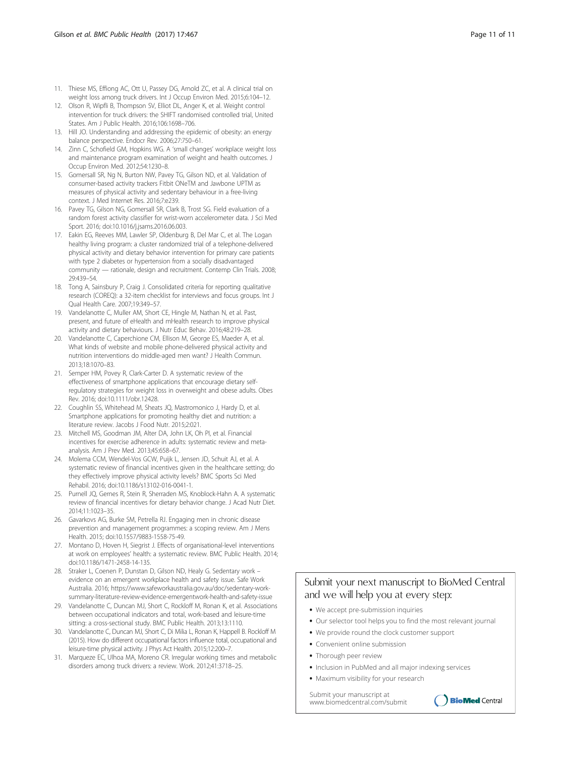11. Thiese MS, Effiong AC, Ott U, Passey DG, Arnold ZC, et al. A clinical trial on weight loss among truck drivers. Int J Occup Environ Med. 2015;6:104–12.
12. Olson R, Wipfli B, Thompson SV, Elliot DL, Anger K, et al. Weight control intervention for truck drivers: the SHIFT randomised controlled trial, United States. Am J Public Health. 2016;106:1698–706.
13. Hill JO. Understanding and addressing the epidemic of obesity: an energy balance perspective. Endocr Rev. 2006;27:750–61.
14. Zinn C, Schofield GM, Hopkins WG. A 'small changes' workplace weight loss and maintenance program examination of weight and health outcomes. J Occup Environ Med. 2012;54:1230–8.
15. Gomersall SR, Ng N, Burton NW, Pavey TG, Gilson ND, et al. Validation of consumer-based activity trackers Fitbit ONeTM and Jawbone UPTM as measures of physical activity and sedentary behaviour in a free-living context. J Med Internet Res. 2016;7:e239.
16. Pavey TG, Gilson NG, Gomersall SR, Clark B, Trost SG. Field evaluation of a random forest activity classifier for wrist-worn accelerometer data. J Sci Med Sport. 2016; doi:10.1016/j.jsams.2016.06.003.
17. Eakin EG, Reeves MM, Lawler SP, Oldenburg B, Del Mar C, et al. The Logan healthy living program: a cluster randomized trial of a telephone-delivered physical activity and dietary behavior intervention for primary care patients with type 2 diabetes or hypertension from a socially disadvantaged community — rationale, design and recruitment. Contemp Clin Trials. 2008; 29:439–54.
18. Tong A, Sainsbury P, Craig J. Consolidated criteria for reporting qualitative research (COREQ): a 32-item checklist for interviews and focus groups. Int J Qual Health Care. 2007;19:349–57.
19. Vandelanotte C, Muller AM, Short CE, Hingle M, Nathan N, et al. Past, present, and future of eHealth and mHealth research to improve physical activity and dietary behaviours. J Nutr Educ Behav. 2016;48:219–28.
20. Vandelanotte C, Caperchione CM, Ellison M, George ES, Maeder A, et al. What kinds of website and mobile phone-delivered physical activity and nutrition interventions do middle-aged men want? J Health Commun. 2013;18:1070–83.
21. Semper HM, Povey R, Clark-Carter D. A systematic review of the effectiveness of smartphone applications that encourage dietary self-regulatory strategies for weight loss in overweight and obese adults. Obes Rev. 2016; doi:10.1111/obr.12428.
22. Coughlin SS, Whitehead M, Sheats JQ, Mastromonico J, Hardy D, et al. Smartphone applications for promoting healthy diet and nutrition: a literature review. Jacobs J Food Nutr. 2015;2:021.
23. Mitchell MS, Goodman JM, Alter DA, John LK, Oh PI, et al. Financial incentives for exercise adherence in adults: systematic review and meta-analysis. Am J Prev Med. 2013;45:658–67.
24. Molema CCM, Wendel-Vos GCW, Puijk L, Jensen JD, Schuit AJ, et al. A systematic review of financial incentives given in the healthcare setting; do they effectively improve physical activity levels? BMC Sports Sci Med Rehabil. 2016; doi:10.1186/s13102-016-0041-1.
25. Purnell JQ, Gernes R, Stein R, Sherraden MS, Knoblock-Hahn A. A systematic review of financial incentives for dietary behavior change. J Acad Nutr Diet. 2014;11:1023–35.
26. Gavarkovs AG, Burke SM, Petrella RJ. Engaging men in chronic disease prevention and management programmes: a scoping review. Am J Mens Health. 2015; doi:10.1557/9883-1558-75-49.
27. Montano D, Hoven H, Siegrist J. Effects of organisational-level interventions at work on employees' health: a systematic review. BMC Public Health. 2014; doi:10.1186/1471-2458-14-135.
28. Straker L, Coenen P, Dunstan D, Gilson ND, Healy G. Sedentary work – evidence on an emergent workplace health and safety issue. Safe Work Australia. 2016; https://www.safeworkaustralia.gov.au/doc/sedentary-work-summary-literature-review-evidence-emergentwork-health-and-safety-issue
29. Vandelanotte C, Duncan MJ, Short C, Rockloff M, Ronan K, et al. Associations between occupational indicators and total, work-based and leisure-time sitting: a cross-sectional study. BMC Public Health. 2013;13:1110.
30. Vandelanotte C, Duncan MJ, Short C, Di Milia L, Ronan K, Happell B. Rockloff M (2015). How do different occupational factors influence total, occupational and leisure-time physical activity. J Phys Act Health. 2015;12:200–7.
31. Marqueze EC, Ulhoa MA, Moreno CR. Irregular working times and metabolic disorders among truck drivers: a review. Work. 2012;41:3718–25.

Submit your next manuscript to BioMed Central and we will help you at every step:

- We accept pre-submission inquiries
- Our selector tool helps you to find the most relevant journal
- We provide round the clock customer support
- Convenient online submission
- Thorough peer review
- Inclusion in PubMed and all major indexing services
- Maximum visibility for your research

Submit your manuscript at www.biomedcentral.com/submit

BioMed Central